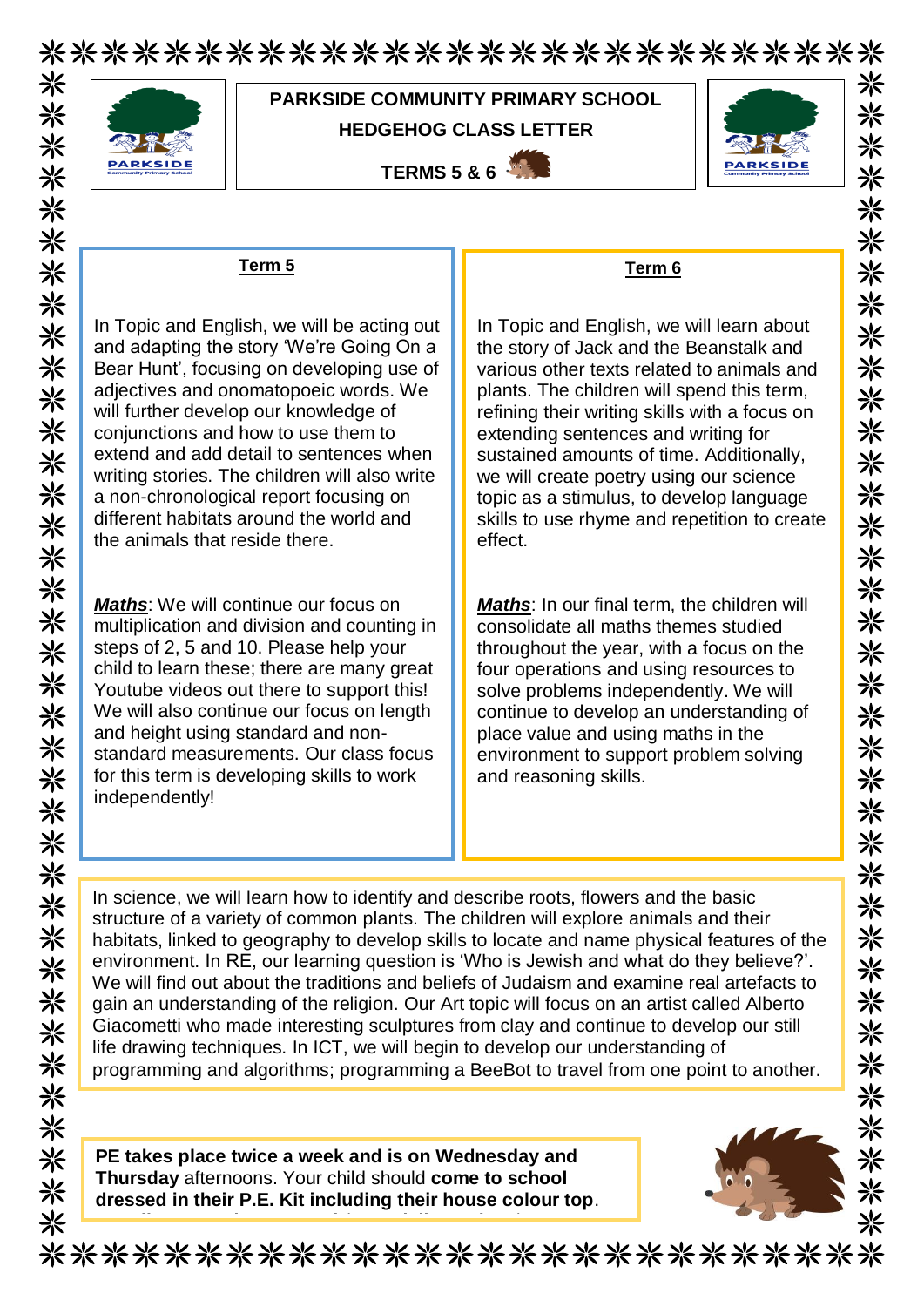# PARKSIDE COMMUNITY PRIMARY SCHOOL

## HEDGEHOG CLASS LETTER

## TERMS 5 & 6

### Term 5

In Topic and English, we will be acting out and adapting the story 'We're Going On a Bear Hunt', focusing on developing use of adjectives and onomatopoeic words. We will further develop our knowledge of conjunctions and how to use them to extend and add detail to sentences when writing stories. The children will also write a non-chronological report focusing on different habitats around the world and the animals that reside there.

***Maths***: We will continue our focus on multiplication and division and counting in steps of 2, 5 and 10. Please help your child to learn these; there are many great Youtube videos out there to support this! We will also continue our focus on length and height using standard and non-standard measurements. Our class focus for this term is developing skills to work independently!

### Term 6

In Topic and English, we will learn about the story of Jack and the Beanstalk and various other texts related to animals and plants. The children will spend this term, refining their writing skills with a focus on extending sentences and writing for sustained amounts of time. Additionally, we will create poetry using our science topic as a stimulus, to develop language skills to use rhyme and repetition to create effect.

***Maths***: In our final term, the children will consolidate all maths themes studied throughout the year, with a focus on the four operations and using resources to solve problems independently. We will continue to develop an understanding of place value and using maths in the environment to support problem solving and reasoning skills.

In science, we will learn how to identify and describe roots, flowers and the basic structure of a variety of common plants. The children will explore animals and their habitats, linked to geography to develop skills to locate and name physical features of the environment. In RE, our learning question is 'Who is Jewish and what do they believe?'. We will find out about the traditions and beliefs of Judaism and examine real artefacts to gain an understanding of the religion. Our Art topic will focus on an artist called Alberto Giacometti who made interesting sculptures from clay and continue to develop our still life drawing techniques. In ICT, we will begin to develop our understanding of programming and algorithms; programming a BeeBot to travel from one point to another.

**PE takes place twice a week and is on Wednesday and Thursday** afternoons. Your child should **come to school dressed in their P.E. Kit including their house colour top**.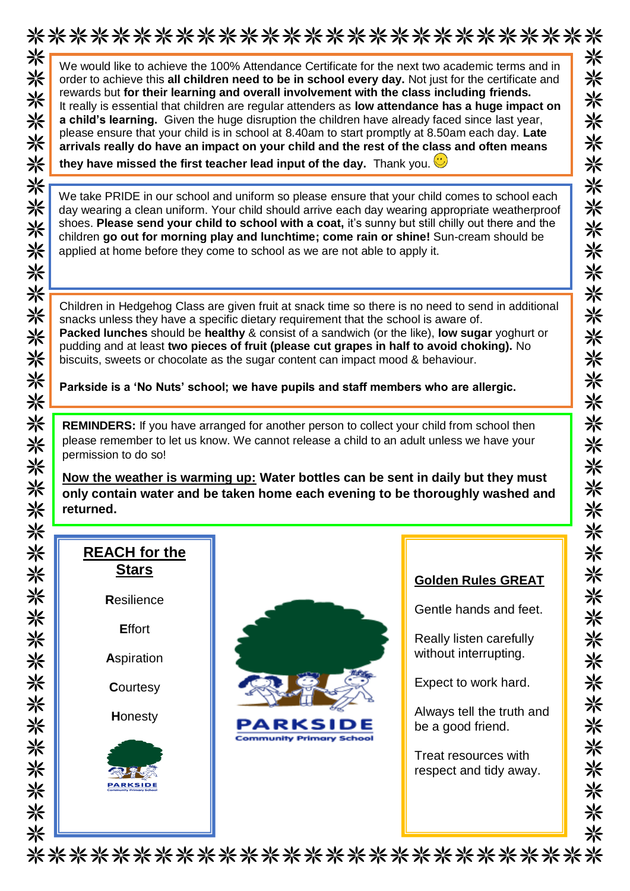We would like to achieve the 100% Attendance Certificate for the next two academic terms and in order to achieve this **all children need to be in school every day.** Not just for the certificate and rewards but **for their learning and overall involvement with the class including friends.** It really is essential that children are regular attenders as **low attendance has a huge impact on a child's learning.** Given the huge disruption the children have already faced since last year, please ensure that your child is in school at 8.40am to start promptly at 8.50am each day. **Late arrivals really do have an impact on your child and the rest of the class and often means they have missed the first teacher lead input of the day.** Thank you. ☺

We take PRIDE in our school and uniform so please ensure that your child comes to school each day wearing a clean uniform. Your child should arrive each day wearing appropriate weatherproof shoes. **Please send your child to school with a coat,** it's sunny but still chilly out there and the children **go out for morning play and lunchtime; come rain or shine!** Sun-cream should be applied at home before they come to school as we are not able to apply it.

Children in Hedgehog Class are given fruit at snack time so there is no need to send in additional snacks unless they have a specific dietary requirement that the school is aware of.
**Packed lunches** should be **healthy** & consist of a sandwich (or the like), **low sugar** yoghurt or pudding and at least **two pieces of fruit (please cut grapes in half to avoid choking).** No biscuits, sweets or chocolate as the sugar content can impact mood & behaviour.

**Parkside is a 'No Nuts' school; we have pupils and staff members who are allergic.**

**REMINDERS:** If you have arranged for another person to collect your child from school then please remember to let us know. We cannot release a child to an adult unless we have your permission to do so!

**Now the weather is warming up: Water bottles can be sent in daily but they must only contain water and be taken home each evening to be thoroughly washed and returned.**

## REACH for the Stars

**R**esilience

**E**ffort

**A**spiration

**C**ourtesy

**H**onesty

PARKSIDE
Community Primary School

## Golden Rules GREAT

Gentle hands and feet.

Really listen carefully without interrupting.

Expect to work hard.

Always tell the truth and be a good friend.

Treat resources with respect and tidy away.